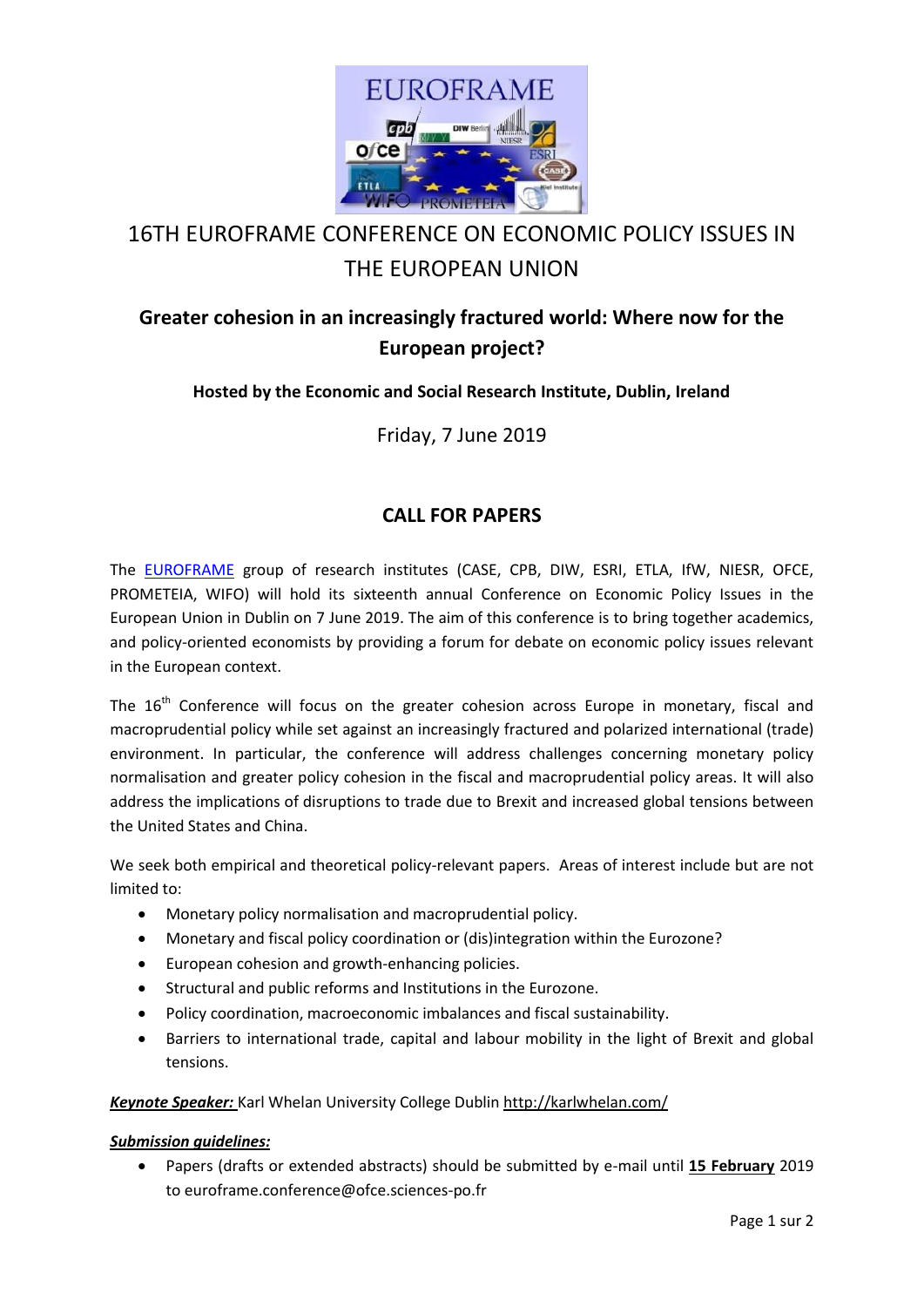# 16TH EUROFRAME CONFERENCE ON ECONOMIC POLICY ISSUES IN THE EUROPEAN UNION

## Greater cohesion in an increasingly fractured world: Where now for the European project?

**Hosted by the Economic and Social Research Institute, Dublin, Ireland**

Friday, 7 June 2019

## CALL FOR PAPERS

The EUROFRAME group of research institutes (CASE, CPB, DIW, ESRI, ETLA, IfW, NIESR, OFCE, PROMETEIA, WIFO) will hold its sixteenth annual Conference on Economic Policy Issues in the European Union in Dublin on 7 June 2019. The aim of this conference is to bring together academics, and policy-oriented economists by providing a forum for debate on economic policy issues relevant in the European context.

The 16th Conference will focus on the greater cohesion across Europe in monetary, fiscal and macroprudential policy while set against an increasingly fractured and polarized international (trade) environment. In particular, the conference will address challenges concerning monetary policy normalisation and greater policy cohesion in the fiscal and macroprudential policy areas. It will also address the implications of disruptions to trade due to Brexit and increased global tensions between the United States and China.

We seek both empirical and theoretical policy-relevant papers. Areas of interest include but are not limited to:

- Monetary policy normalisation and macroprudential policy.
- Monetary and fiscal policy coordination or (dis)integration within the Eurozone?
- European cohesion and growth-enhancing policies.
- Structural and public reforms and Institutions in the Eurozone.
- Policy coordination, macroeconomic imbalances and fiscal sustainability.
- Barriers to international trade, capital and labour mobility in the light of Brexit and global tensions.

***Keynote Speaker:*** Karl Whelan University College Dublin http://karlwhelan.com/

***Submission guidelines:***

- Papers (drafts or extended abstracts) should be submitted by e-mail until **15 February** 2019 to euroframe.conference@ofce.sciences-po.fr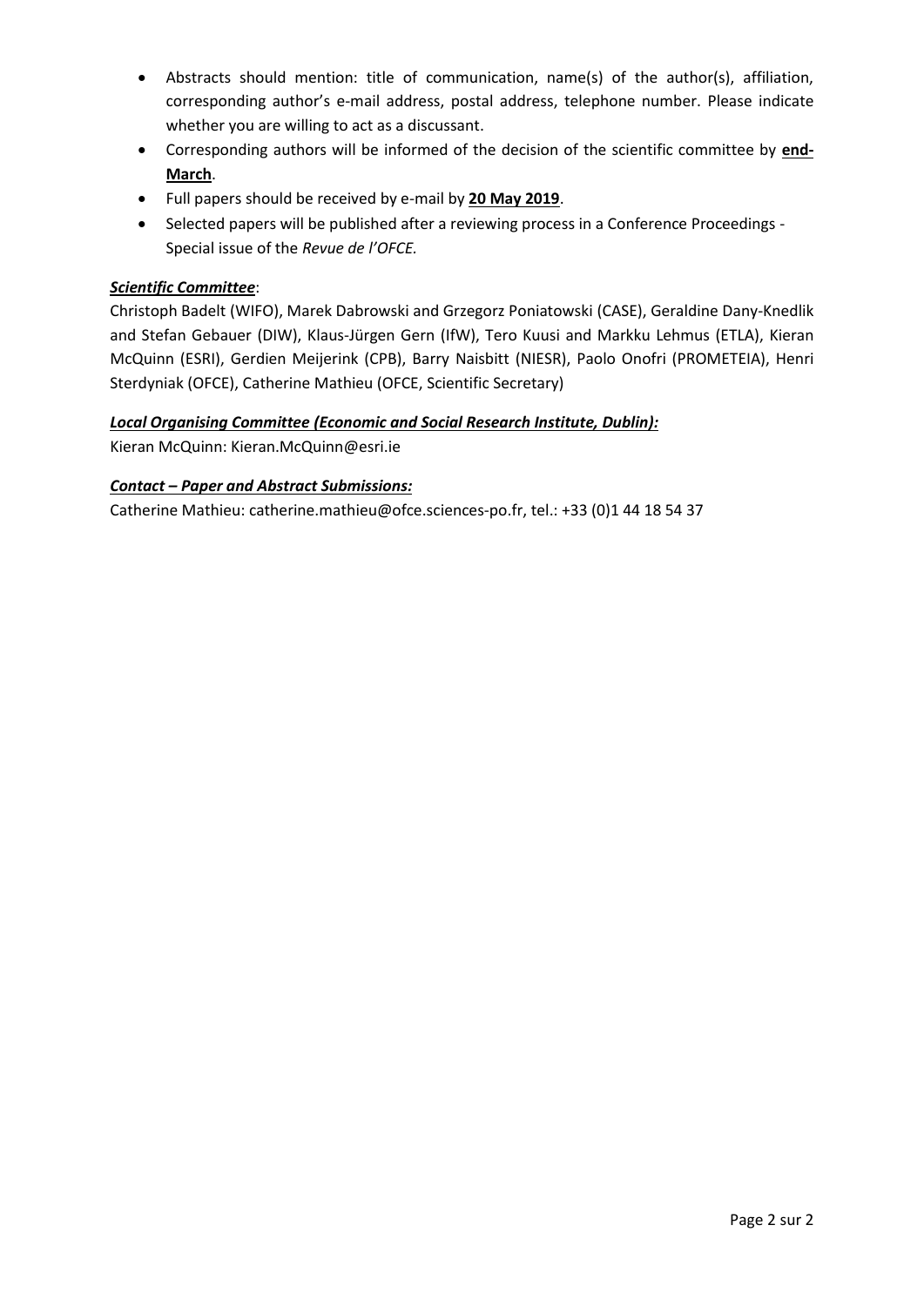- Abstracts should mention: title of communication, name(s) of the author(s), affiliation, corresponding author's e-mail address, postal address, telephone number. Please indicate whether you are willing to act as a discussant.
- Corresponding authors will be informed of the decision of the scientific committee by **end-March**.
- Full papers should be received by e-mail by **20 May 2019**.
- Selected papers will be published after a reviewing process in a Conference Proceedings - Special issue of the *Revue de l'OFCE.*

***Scientific Committee***:

Christoph Badelt (WIFO), Marek Dabrowski and Grzegorz Poniatowski (CASE), Geraldine Dany-Knedlik and Stefan Gebauer (DIW), Klaus-Jürgen Gern (IfW), Tero Kuusi and Markku Lehmus (ETLA), Kieran McQuinn (ESRI), Gerdien Meijerink (CPB), Barry Naisbitt (NIESR), Paolo Onofri (PROMETEIA), Henri Sterdyniak (OFCE), Catherine Mathieu (OFCE, Scientific Secretary)

***Local Organising Committee (Economic and Social Research Institute, Dublin):***

Kieran McQuinn: Kieran.McQuinn@esri.ie

***Contact – Paper and Abstract Submissions:***

Catherine Mathieu: catherine.mathieu@ofce.sciences-po.fr, tel.: +33 (0)1 44 18 54 37